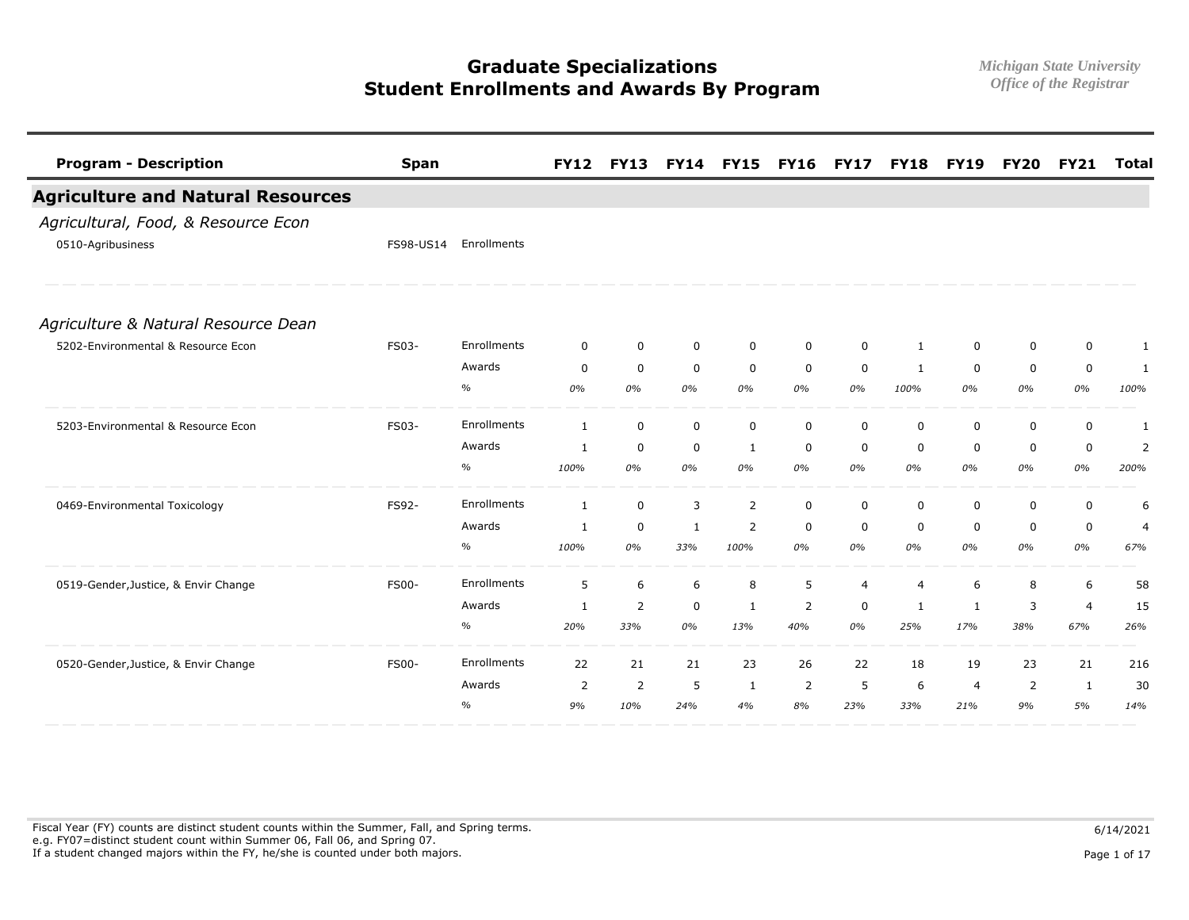# Graduate Specializations
# Student Enrollments and Awards By Program

*Michigan State University*
*Office of the Registrar*

| Program - Description | Span | | FY12 | FY13 | FY14 | FY15 | FY16 | FY17 | FY18 | FY19 | FY20 | FY21 | Total |
|---|---|---|---|---|---|---|---|---|---|---|---|---|---|
| **Agriculture and Natural Resources** | | | | | | | | | | | | | |
| *Agricultural, Food, & Resource Econ* | | | | | | | | | | | | | |
| 0510-Agribusiness | FS98-US14 | Enrollments | | | | | | | | | | | |
| *Agriculture & Natural Resource Dean* | | | | | | | | | | | | | |
| 5202-Environmental & Resource Econ | FS03- | Enrollments | 0 | 0 | 0 | 0 | 0 | 0 | 1 | 0 | 0 | 0 | 1 |
| | | Awards | 0 | 0 | 0 | 0 | 0 | 0 | 1 | 0 | 0 | 0 | 1 |
| | | % | *0%* | *0%* | *0%* | *0%* | *0%* | *0%* | *100%* | *0%* | *0%* | *0%* | *100%* |
| 5203-Environmental & Resource Econ | FS03- | Enrollments | 1 | 0 | 0 | 0 | 0 | 0 | 0 | 0 | 0 | 0 | 1 |
| | | Awards | 1 | 0 | 0 | 1 | 0 | 0 | 0 | 0 | 0 | 0 | 2 |
| | | % | *100%* | *0%* | *0%* | *0%* | *0%* | *0%* | *0%* | *0%* | *0%* | *0%* | *200%* |
| 0469-Environmental Toxicology | FS92- | Enrollments | 1 | 0 | 3 | 2 | 0 | 0 | 0 | 0 | 0 | 0 | 6 |
| | | Awards | 1 | 0 | 1 | 2 | 0 | 0 | 0 | 0 | 0 | 0 | 4 |
| | | % | *100%* | *0%* | *33%* | *100%* | *0%* | *0%* | *0%* | *0%* | *0%* | *0%* | *67%* |
| 0519-Gender,Justice, & Envir Change | FS00- | Enrollments | 5 | 6 | 6 | 8 | 5 | 4 | 4 | 6 | 8 | 6 | 58 |
| | | Awards | 1 | 2 | 0 | 1 | 2 | 0 | 1 | 1 | 3 | 4 | 15 |
| | | % | *20%* | *33%* | *0%* | *13%* | *40%* | *0%* | *25%* | *17%* | *38%* | *67%* | *26%* |
| 0520-Gender,Justice, & Envir Change | FS00- | Enrollments | 22 | 21 | 21 | 23 | 26 | 22 | 18 | 19 | 23 | 21 | 216 |
| | | Awards | 2 | 2 | 5 | 1 | 2 | 5 | 6 | 4 | 2 | 1 | 30 |
| | | % | *9%* | *10%* | *24%* | *4%* | *8%* | *23%* | *33%* | *21%* | *9%* | *5%* | *14%* |

Fiscal Year (FY) counts are distinct student counts within the Summer, Fall, and Spring terms.
e.g. FY07=distinct student count within Summer 06, Fall 06, and Spring 07.
If a student changed majors within the FY, he/she is counted under both majors.

6/14/2021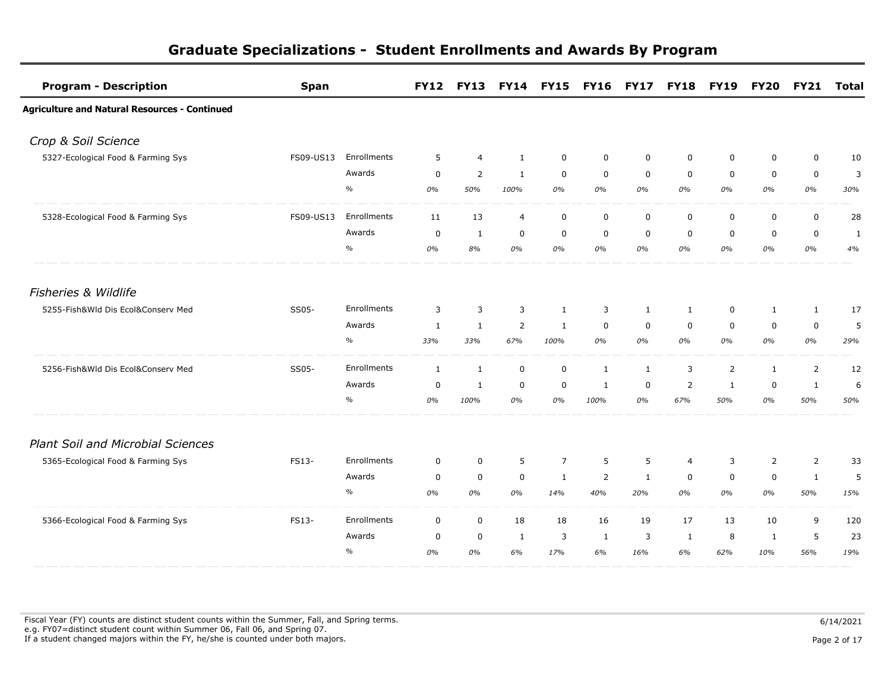# Graduate Specializations - Student Enrollments and Awards By Program

| Program - Description | Span | | FY12 | FY13 | FY14 | FY15 | FY16 | FY17 | FY18 | FY19 | FY20 | FY21 | Total |
|---|---|---|---|---|---|---|---|---|---|---|---|---|---|
| **Agriculture and Natural Resources - Continued** | | | | | | | | | | | | | |
| *Crop & Soil Science* | | | | | | | | | | | | | |
| 5327-Ecological Food & Farming Sys | FS09-US13 | Enrollments | 5 | 4 | 1 | 0 | 0 | 0 | 0 | 0 | 0 | 0 | 10 |
| | | Awards | 0 | 2 | 1 | 0 | 0 | 0 | 0 | 0 | 0 | 0 | 3 |
| | | % | *0%* | *50%* | *100%* | *0%* | *0%* | *0%* | *0%* | *0%* | *0%* | *0%* | *30%* |
| 5328-Ecological Food & Farming Sys | FS09-US13 | Enrollments | 11 | 13 | 4 | 0 | 0 | 0 | 0 | 0 | 0 | 0 | 28 |
| | | Awards | 0 | 1 | 0 | 0 | 0 | 0 | 0 | 0 | 0 | 0 | 1 |
| | | % | *0%* | *8%* | *0%* | *0%* | *0%* | *0%* | *0%* | *0%* | *0%* | *0%* | *4%* |
| *Fisheries & Wildlife* | | | | | | | | | | | | | |
| 5255-Fish&Wld Dis Ecol&Conserv Med | SS05- | Enrollments | 3 | 3 | 3 | 1 | 3 | 1 | 1 | 0 | 1 | 1 | 17 |
| | | Awards | 1 | 1 | 2 | 1 | 0 | 0 | 0 | 0 | 0 | 0 | 5 |
| | | % | *33%* | *33%* | *67%* | *100%* | *0%* | *0%* | *0%* | *0%* | *0%* | *0%* | *29%* |
| 5256-Fish&Wld Dis Ecol&Conserv Med | SS05- | Enrollments | 1 | 1 | 0 | 0 | 1 | 1 | 3 | 2 | 1 | 2 | 12 |
| | | Awards | 0 | 1 | 0 | 0 | 1 | 0 | 2 | 1 | 0 | 1 | 6 |
| | | % | *0%* | *100%* | *0%* | *0%* | *100%* | *0%* | *67%* | *50%* | *0%* | *50%* | *50%* |
| *Plant Soil and Microbial Sciences* | | | | | | | | | | | | | |
| 5365-Ecological Food & Farming Sys | FS13- | Enrollments | 0 | 0 | 5 | 7 | 5 | 5 | 4 | 3 | 2 | 2 | 33 |
| | | Awards | 0 | 0 | 0 | 1 | 2 | 1 | 0 | 0 | 0 | 1 | 5 |
| | | % | *0%* | *0%* | *0%* | *14%* | *40%* | *20%* | *0%* | *0%* | *0%* | *50%* | *15%* |
| 5366-Ecological Food & Farming Sys | FS13- | Enrollments | 0 | 0 | 18 | 18 | 16 | 19 | 17 | 13 | 10 | 9 | 120 |
| | | Awards | 0 | 0 | 1 | 3 | 1 | 3 | 1 | 8 | 1 | 5 | 23 |
| | | % | *0%* | *0%* | *6%* | *17%* | *6%* | *16%* | *6%* | *62%* | *10%* | *56%* | *19%* |

Fiscal Year (FY) counts are distinct student counts within the Summer, Fall, and Spring terms.
e.g. FY07=distinct student count within Summer 06, Fall 06, and Spring 07.
If a student changed majors within the FY, he/she is counted under both majors.

6/14/2021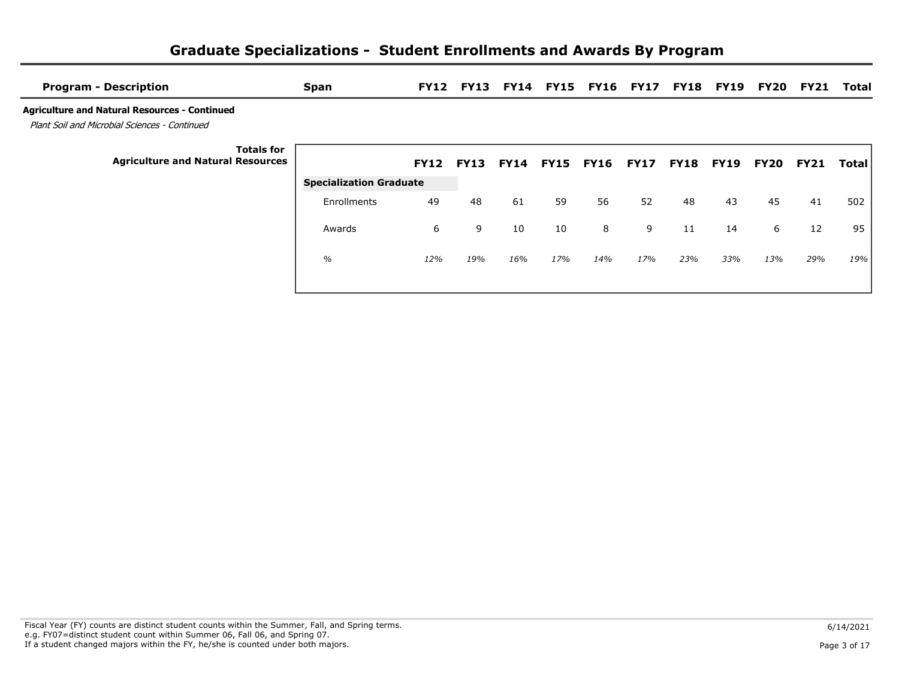# Graduate Specializations - Student Enrollments and Awards By Program

| Program - Description | Span | FY12 | FY13 | FY14 | FY15 | FY16 | FY17 | FY18 | FY19 | FY20 | FY21 | Total |
|---|---|---|---|---|---|---|---|---|---|---|---|---|

**Agriculture and Natural Resources - Continued**

*Plant Soil and Microbial Sciences - Continued*

**Totals for Agriculture and Natural Resources**

| | FY12 | FY13 | FY14 | FY15 | FY16 | FY17 | FY18 | FY19 | FY20 | FY21 | Total |
|---|---|---|---|---|---|---|---|---|---|---|---|
| **Specialization Graduate** | | | | | | | | | | | |
| Enrollments | 49 | 48 | 61 | 59 | 56 | 52 | 48 | 43 | 45 | 41 | 502 |
| Awards | 6 | 9 | 10 | 10 | 8 | 9 | 11 | 14 | 6 | 12 | 95 |
| *%* | *12%* | *19%* | *16%* | *17%* | *14%* | *17%* | *23%* | *33%* | *13%* | *29%* | *19%* |

Fiscal Year (FY) counts are distinct student counts within the Summer, Fall, and Spring terms.
e.g. FY07=distinct student count within Summer 06, Fall 06, and Spring 07.
If a student changed majors within the FY, he/she is counted under both majors.

6/14/2021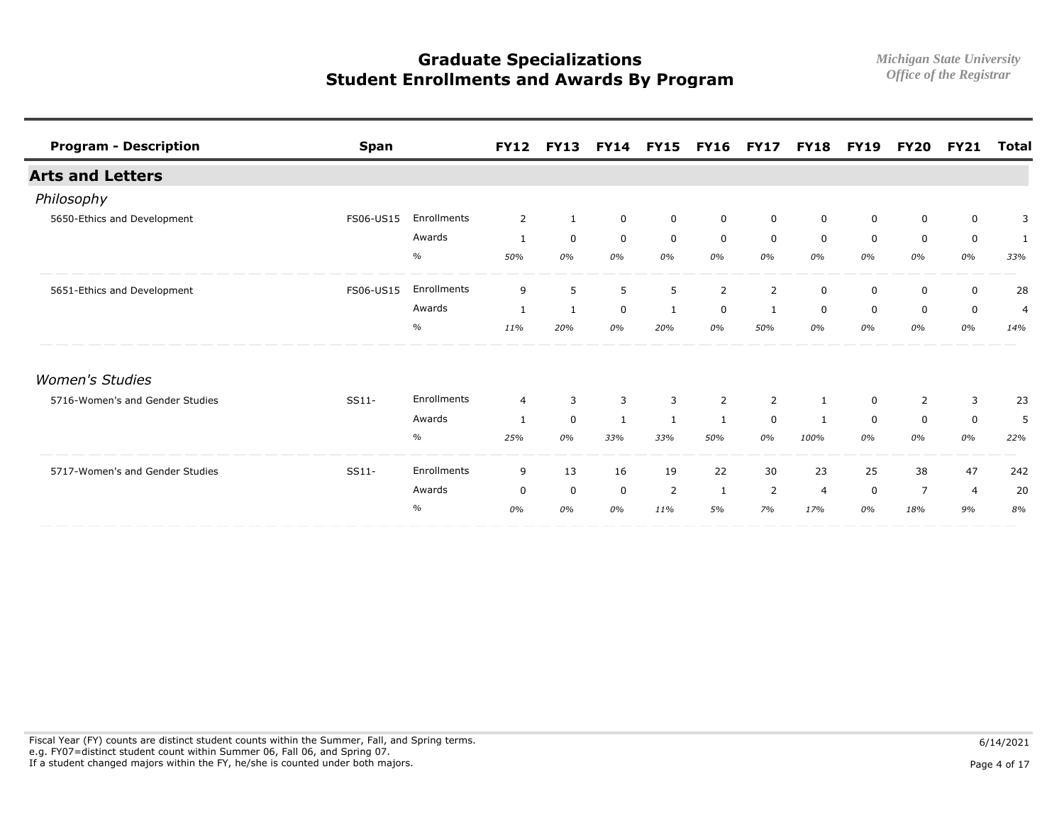# Graduate Specializations
# Student Enrollments and Awards By Program

*Michigan State University*
*Office of the Registrar*

| Program - Description | Span | | FY12 | FY13 | FY14 | FY15 | FY16 | FY17 | FY18 | FY19 | FY20 | FY21 | Total |
|---|---|---|---|---|---|---|---|---|---|---|---|---|---|
| **Arts and Letters** | | | | | | | | | | | | | |
| *Philosophy* | | | | | | | | | | | | | |
| 5650-Ethics and Development | FS06-US15 | Enrollments | 2 | 1 | 0 | 0 | 0 | 0 | 0 | 0 | 0 | 0 | 3 |
| | | Awards | 1 | 0 | 0 | 0 | 0 | 0 | 0 | 0 | 0 | 0 | 1 |
| | | % | *50%* | *0%* | *0%* | *0%* | *0%* | *0%* | *0%* | *0%* | *0%* | *0%* | *33%* |
| 5651-Ethics and Development | FS06-US15 | Enrollments | 9 | 5 | 5 | 5 | 2 | 2 | 0 | 0 | 0 | 0 | 28 |
| | | Awards | 1 | 1 | 0 | 1 | 0 | 1 | 0 | 0 | 0 | 0 | 4 |
| | | % | *11%* | *20%* | *0%* | *20%* | *0%* | *50%* | *0%* | *0%* | *0%* | *0%* | *14%* |
| *Women's Studies* | | | | | | | | | | | | | |
| 5716-Women's and Gender Studies | SS11- | Enrollments | 4 | 3 | 3 | 3 | 2 | 2 | 1 | 0 | 2 | 3 | 23 |
| | | Awards | 1 | 0 | 1 | 1 | 1 | 0 | 1 | 0 | 0 | 0 | 5 |
| | | % | *25%* | *0%* | *33%* | *33%* | *50%* | *0%* | *100%* | *0%* | *0%* | *0%* | *22%* |
| 5717-Women's and Gender Studies | SS11- | Enrollments | 9 | 13 | 16 | 19 | 22 | 30 | 23 | 25 | 38 | 47 | 242 |
| | | Awards | 0 | 0 | 0 | 2 | 1 | 2 | 4 | 0 | 7 | 4 | 20 |
| | | % | *0%* | *0%* | *0%* | *11%* | *5%* | *7%* | *17%* | *0%* | *18%* | *9%* | *8%* |

Fiscal Year (FY) counts are distinct student counts within the Summer, Fall, and Spring terms.
e.g. FY07=distinct student count within Summer 06, Fall 06, and Spring 07.
If a student changed majors within the FY, he/she is counted under both majors.

6/14/2021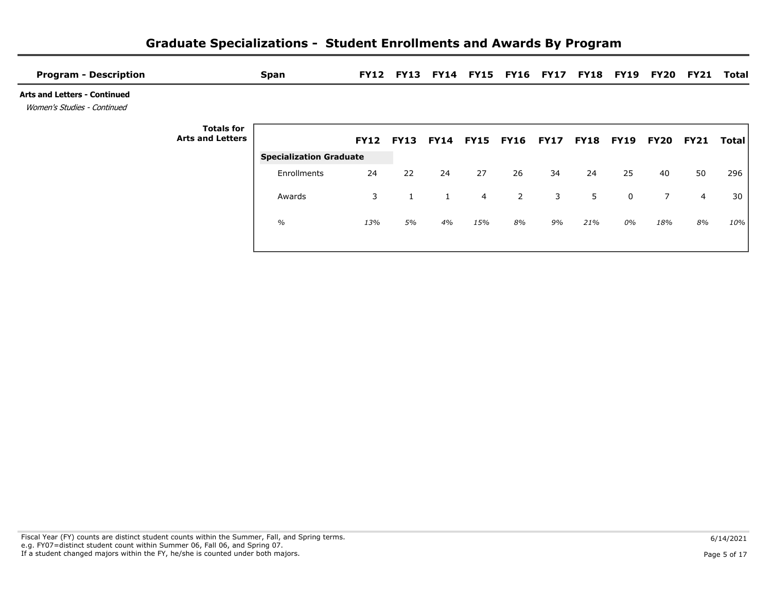# Graduate Specializations - Student Enrollments and Awards By Program

| Program - Description | Span | FY12 | FY13 | FY14 | FY15 | FY16 | FY17 | FY18 | FY19 | FY20 | FY21 | Total |
|---|---|---|---|---|---|---|---|---|---|---|---|---|

**Arts and Letters - Continued**

*Women's Studies - Continued*

**Totals for Arts and Letters**

| | FY12 | FY13 | FY14 | FY15 | FY16 | FY17 | FY18 | FY19 | FY20 | FY21 | Total |
|---|---|---|---|---|---|---|---|---|---|---|---|
| **Specialization Graduate** | | | | | | | | | | | |
| Enrollments | 24 | 22 | 24 | 27 | 26 | 34 | 24 | 25 | 40 | 50 | 296 |
| Awards | 3 | 1 | 1 | 4 | 2 | 3 | 5 | 0 | 7 | 4 | 30 |
| *%* | *13%* | *5%* | *4%* | *15%* | *8%* | *9%* | *21%* | *0%* | *18%* | *8%* | *10%* |

Fiscal Year (FY) counts are distinct student counts within the Summer, Fall, and Spring terms.
e.g. FY07=distinct student count within Summer 06, Fall 06, and Spring 07.
If a student changed majors within the FY, he/she is counted under both majors.

6/14/2021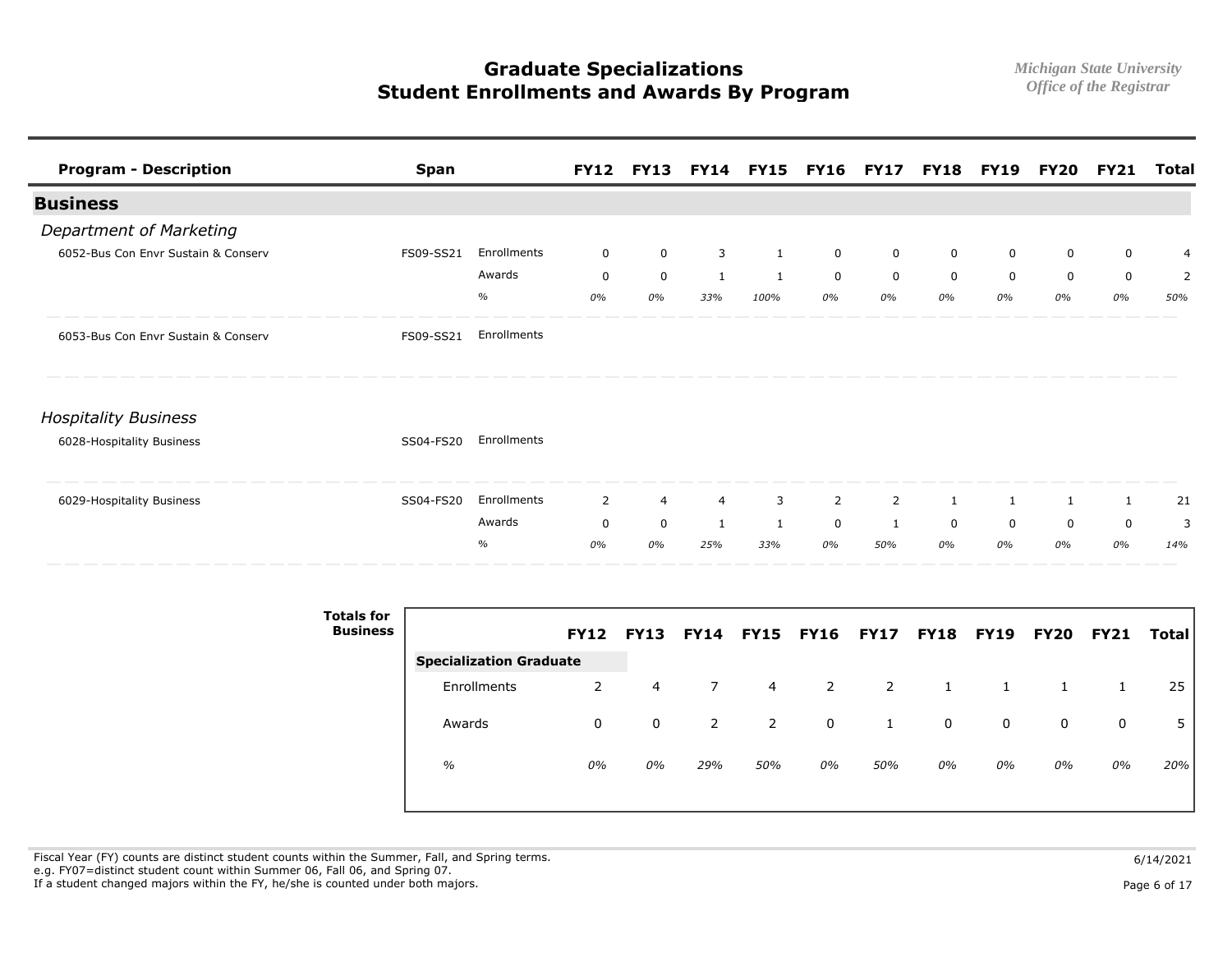# Graduate Specializations
# Student Enrollments and Awards By Program

Michigan State University
Office of the Registrar

| Program - Description | Span | | FY12 | FY13 | FY14 | FY15 | FY16 | FY17 | FY18 | FY19 | FY20 | FY21 | Total |
|---|---|---|---|---|---|---|---|---|---|---|---|---|---|
| **Business** | | | | | | | | | | | | | |
| *Department of Marketing* | | | | | | | | | | | | | |
| 6052-Bus Con Envr Sustain & Conserv | FS09-SS21 | Enrollments | 0 | 0 | 3 | 1 | 0 | 0 | 0 | 0 | 0 | 0 | 4 |
| | | Awards | 0 | 0 | 1 | 1 | 0 | 0 | 0 | 0 | 0 | 0 | 2 |
| | | % | *0%* | *0%* | *33%* | *100%* | *0%* | *0%* | *0%* | *0%* | *0%* | *0%* | *50%* |
| 6053-Bus Con Envr Sustain & Conserv | FS09-SS21 | Enrollments | | | | | | | | | | | |
| *Hospitality Business* | | | | | | | | | | | | | |
| 6028-Hospitality Business | SS04-FS20 | Enrollments | | | | | | | | | | | |
| 6029-Hospitality Business | SS04-FS20 | Enrollments | 2 | 4 | 4 | 3 | 2 | 2 | 1 | 1 | 1 | 1 | 21 |
| | | Awards | 0 | 0 | 1 | 1 | 0 | 1 | 0 | 0 | 0 | 0 | 3 |
| | | % | *0%* | *0%* | *25%* | *33%* | *0%* | *50%* | *0%* | *0%* | *0%* | *0%* | *14%* |

**Totals for Business**

| | FY12 | FY13 | FY14 | FY15 | FY16 | FY17 | FY18 | FY19 | FY20 | FY21 | Total |
|---|---|---|---|---|---|---|---|---|---|---|---|
| **Specialization Graduate** | | | | | | | | | | | |
| Enrollments | 2 | 4 | 7 | 4 | 2 | 2 | 1 | 1 | 1 | 1 | 25 |
| Awards | 0 | 0 | 2 | 2 | 0 | 1 | 0 | 0 | 0 | 0 | 5 |
| % | *0%* | *0%* | *29%* | *50%* | *0%* | *50%* | *0%* | *0%* | *0%* | *0%* | *20%* |

Fiscal Year (FY) counts are distinct student counts within the Summer, Fall, and Spring terms.
e.g. FY07=distinct student count within Summer 06, Fall 06, and Spring 07.
If a student changed majors within the FY, he/she is counted under both majors.

6/14/2021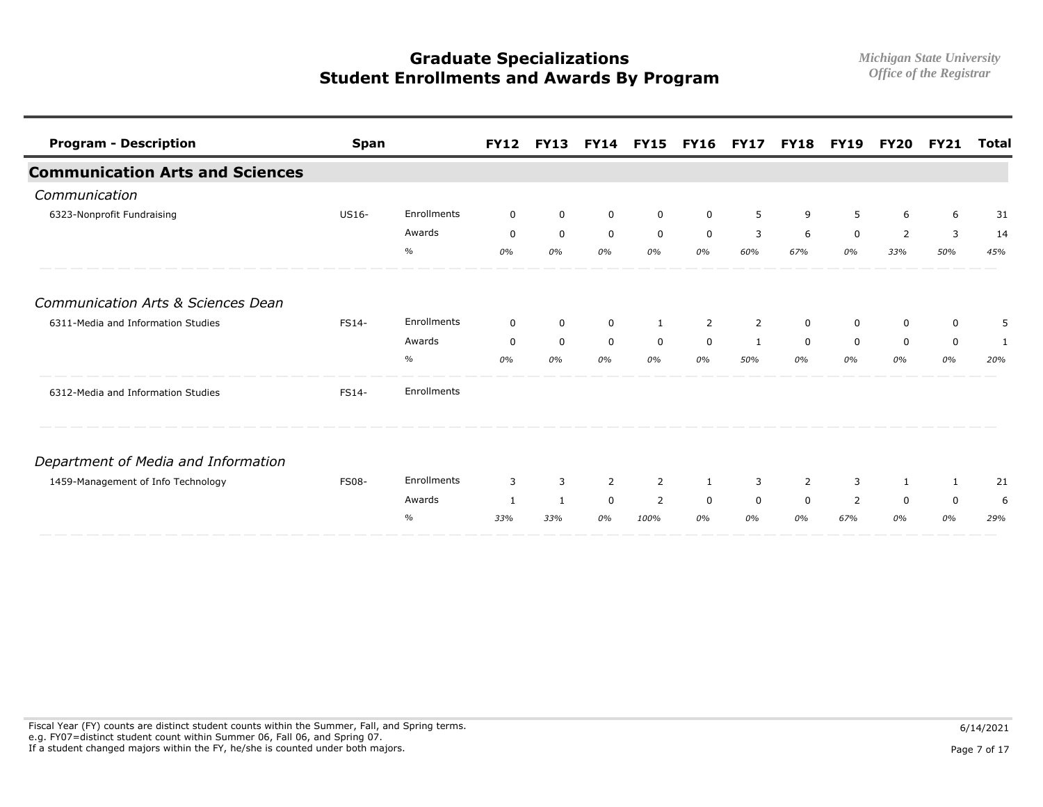# Graduate Specializations
# Student Enrollments and Awards By Program

*Michigan State University*
*Office of the Registrar*

| Program - Description | Span | | FY12 | FY13 | FY14 | FY15 | FY16 | FY17 | FY18 | FY19 | FY20 | FY21 | Total |
|---|---|---|---|---|---|---|---|---|---|---|---|---|---|
| **Communication Arts and Sciences** | | | | | | | | | | | | | |
| *Communication* | | | | | | | | | | | | | |
| 6323-Nonprofit Fundraising | US16- | Enrollments | 0 | 0 | 0 | 0 | 0 | 5 | 9 | 5 | 6 | 6 | 31 |
| | | Awards | 0 | 0 | 0 | 0 | 0 | 3 | 6 | 0 | 2 | 3 | 14 |
| | | % | *0%* | *0%* | *0%* | *0%* | *0%* | *60%* | *67%* | *0%* | *33%* | *50%* | *45%* |
| *Communication Arts & Sciences Dean* | | | | | | | | | | | | | |
| 6311-Media and Information Studies | FS14- | Enrollments | 0 | 0 | 0 | 1 | 2 | 2 | 0 | 0 | 0 | 0 | 5 |
| | | Awards | 0 | 0 | 0 | 0 | 0 | 1 | 0 | 0 | 0 | 0 | 1 |
| | | % | *0%* | *0%* | *0%* | *0%* | *0%* | *50%* | *0%* | *0%* | *0%* | *0%* | *20%* |
| 6312-Media and Information Studies | FS14- | Enrollments | | | | | | | | | | | |
| *Department of Media and Information* | | | | | | | | | | | | | |
| 1459-Management of Info Technology | FS08- | Enrollments | 3 | 3 | 2 | 2 | 1 | 3 | 2 | 3 | 1 | 1 | 21 |
| | | Awards | 1 | 1 | 0 | 2 | 0 | 0 | 0 | 2 | 0 | 0 | 6 |
| | | % | *33%* | *33%* | *0%* | *100%* | *0%* | *0%* | *0%* | *67%* | *0%* | *0%* | *29%* |

Fiscal Year (FY) counts are distinct student counts within the Summer, Fall, and Spring terms.
e.g. FY07=distinct student count within Summer 06, Fall 06, and Spring 07.
If a student changed majors within the FY, he/she is counted under both majors.

6/14/2021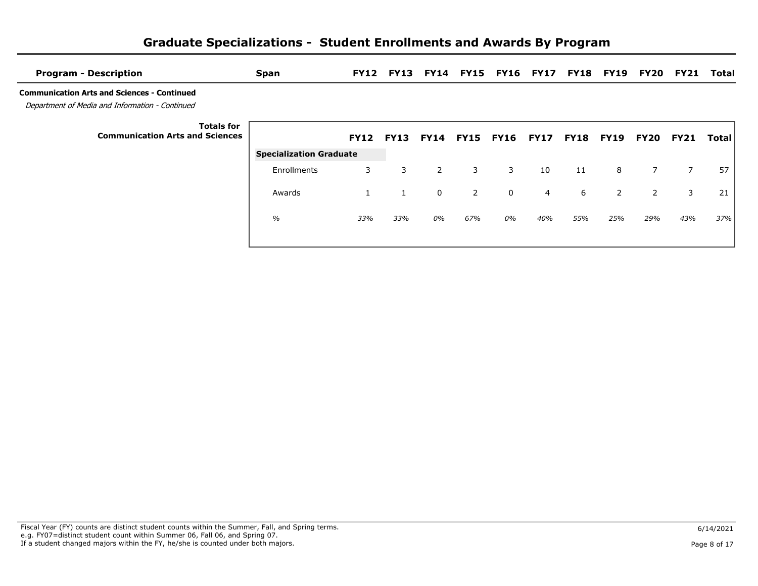# Graduate Specializations - Student Enrollments and Awards By Program

| Program - Description | Span | FY12 | FY13 | FY14 | FY15 | FY16 | FY17 | FY18 | FY19 | FY20 | FY21 | Total |
|---|---|---|---|---|---|---|---|---|---|---|---|---|

**Communication Arts and Sciences - Continued**

*Department of Media and Information - Continued*

**Totals for Communication Arts and Sciences**

| | FY12 | FY13 | FY14 | FY15 | FY16 | FY17 | FY18 | FY19 | FY20 | FY21 | Total |
|---|---|---|---|---|---|---|---|---|---|---|---|
| **Specialization Graduate** | | | | | | | | | | | |
| Enrollments | 3 | 3 | 2 | 3 | 3 | 10 | 11 | 8 | 7 | 7 | 57 |
| Awards | 1 | 1 | 0 | 2 | 0 | 4 | 6 | 2 | 2 | 3 | 21 |
| *%* | *33%* | *33%* | *0%* | *67%* | *0%* | *40%* | *55%* | *25%* | *29%* | *43%* | *37%* |

Fiscal Year (FY) counts are distinct student counts within the Summer, Fall, and Spring terms.
e.g. FY07=distinct student count within Summer 06, Fall 06, and Spring 07.
If a student changed majors within the FY, he/she is counted under both majors.

6/14/2021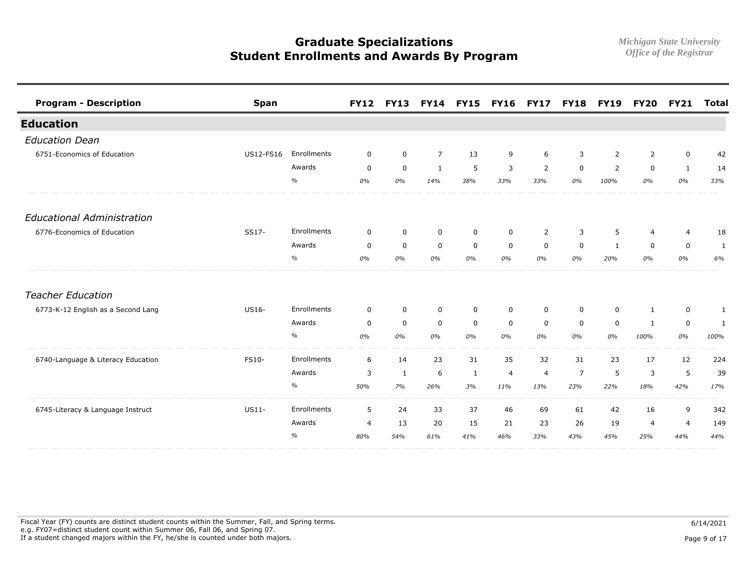# Graduate Specializations
# Student Enrollments and Awards By Program

*Michigan State University*
*Office of the Registrar*

| Program - Description | Span | | FY12 | FY13 | FY14 | FY15 | FY16 | FY17 | FY18 | FY19 | FY20 | FY21 | Total |
|---|---|---|---|---|---|---|---|---|---|---|---|---|---|
| **Education** | | | | | | | | | | | | | |
| *Education Dean* | | | | | | | | | | | | | |
| 6751-Economics of Education | US12-FS16 | Enrollments | 0 | 0 | 7 | 13 | 9 | 6 | 3 | 2 | 2 | 0 | 42 |
| | | Awards | 0 | 0 | 1 | 5 | 3 | 2 | 0 | 2 | 0 | 1 | 14 |
| | | % | *0%* | *0%* | *14%* | *38%* | *33%* | *33%* | *0%* | *100%* | *0%* | *0%* | *33%* |
| *Educational Administration* | | | | | | | | | | | | | |
| 6776-Economics of Education | SS17- | Enrollments | 0 | 0 | 0 | 0 | 0 | 2 | 3 | 5 | 4 | 4 | 18 |
| | | Awards | 0 | 0 | 0 | 0 | 0 | 0 | 0 | 1 | 0 | 0 | 1 |
| | | % | *0%* | *0%* | *0%* | *0%* | *0%* | *0%* | *0%* | *20%* | *0%* | *0%* | *6%* |
| *Teacher Education* | | | | | | | | | | | | | |
| 6773-K-12 English as a Second Lang | US16- | Enrollments | 0 | 0 | 0 | 0 | 0 | 0 | 0 | 0 | 1 | 0 | 1 |
| | | Awards | 0 | 0 | 0 | 0 | 0 | 0 | 0 | 0 | 1 | 0 | 1 |
| | | % | *0%* | *0%* | *0%* | *0%* | *0%* | *0%* | *0%* | *0%* | *100%* | *0%* | *100%* |
| 6740-Language & Literacy Education | FS10- | Enrollments | 6 | 14 | 23 | 31 | 35 | 32 | 31 | 23 | 17 | 12 | 224 |
| | | Awards | 3 | 1 | 6 | 1 | 4 | 4 | 7 | 5 | 3 | 5 | 39 |
| | | % | *50%* | *7%* | *26%* | *3%* | *11%* | *13%* | *23%* | *22%* | *18%* | *42%* | *17%* |
| 6745-Literacy & Language Instruct | US11- | Enrollments | 5 | 24 | 33 | 37 | 46 | 69 | 61 | 42 | 16 | 9 | 342 |
| | | Awards | 4 | 13 | 20 | 15 | 21 | 23 | 26 | 19 | 4 | 4 | 149 |
| | | % | *80%* | *54%* | *61%* | *41%* | *46%* | *33%* | *43%* | *45%* | *25%* | *44%* | *44%* |

Fiscal Year (FY) counts are distinct student counts within the Summer, Fall, and Spring terms.
e.g. FY07=distinct student count within Summer 06, Fall 06, and Spring 07.
If a student changed majors within the FY, he/she is counted under both majors.

6/14/2021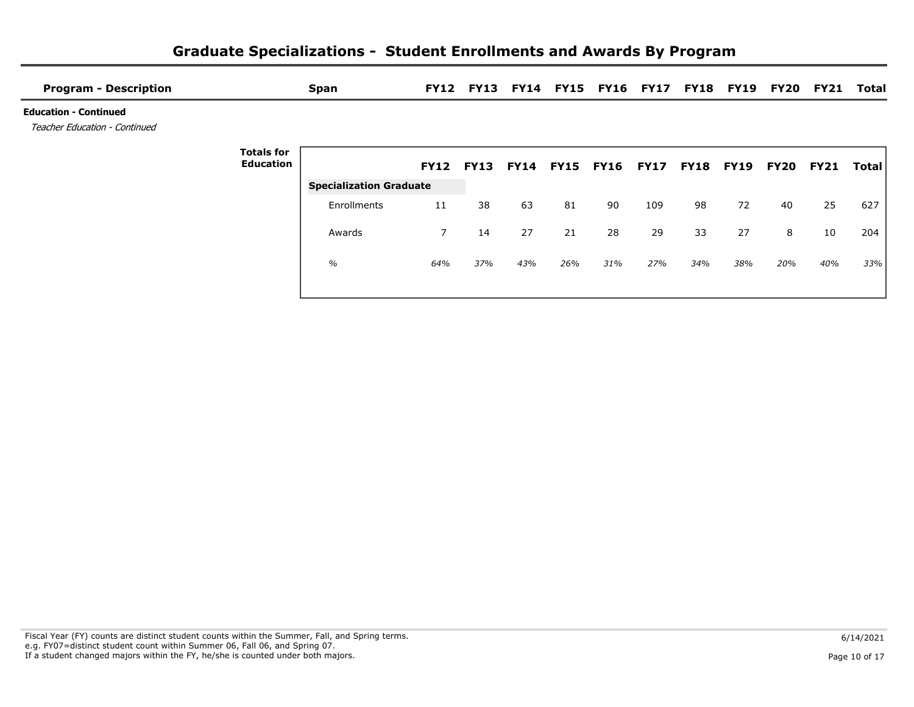# Graduate Specializations - Student Enrollments and Awards By Program

| Program - Description | Span | FY12 | FY13 | FY14 | FY15 | FY16 | FY17 | FY18 | FY19 | FY20 | FY21 | Total |
|---|---|---|---|---|---|---|---|---|---|---|---|---|

**Education - Continued**

*Teacher Education - Continued*

**Totals for Education**

| | FY12 | FY13 | FY14 | FY15 | FY16 | FY17 | FY18 | FY19 | FY20 | FY21 | Total |
|---|---|---|---|---|---|---|---|---|---|---|---|
| **Specialization Graduate** | | | | | | | | | | | |
| Enrollments | 11 | 38 | 63 | 81 | 90 | 109 | 98 | 72 | 40 | 25 | 627 |
| Awards | 7 | 14 | 27 | 21 | 28 | 29 | 33 | 27 | 8 | 10 | 204 |
| *%* | *64%* | *37%* | *43%* | *26%* | *31%* | *27%* | *34%* | *38%* | *20%* | *40%* | *33%* |

Fiscal Year (FY) counts are distinct student counts within the Summer, Fall, and Spring terms.
e.g. FY07=distinct student count within Summer 06, Fall 06, and Spring 07.
If a student changed majors within the FY, he/she is counted under both majors.

6/14/2021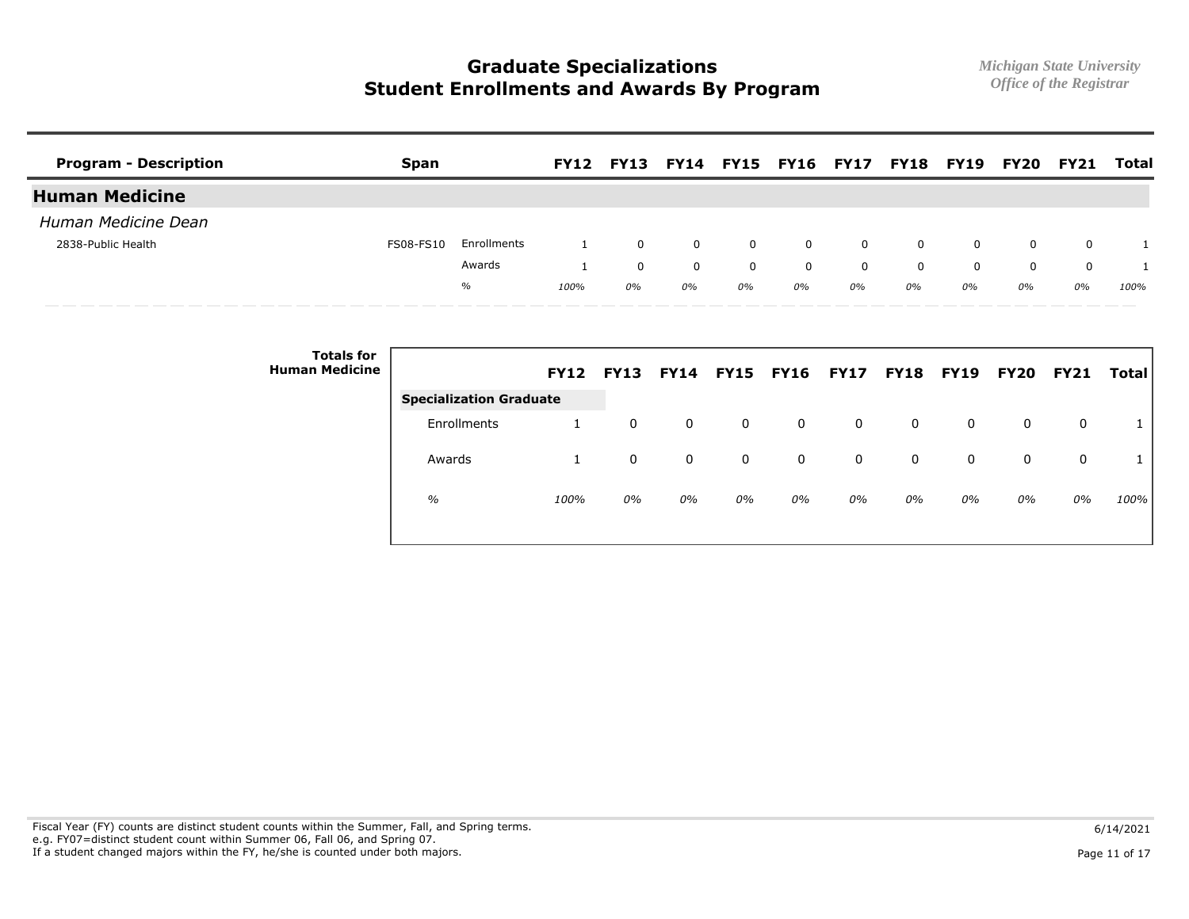# Graduate Specializations
# Student Enrollments and Awards By Program

*Michigan State University*
*Office of the Registrar*

| Program - Description | Span | | FY12 | FY13 | FY14 | FY15 | FY16 | FY17 | FY18 | FY19 | FY20 | FY21 | Total |
|---|---|---|---|---|---|---|---|---|---|---|---|---|---|
| **Human Medicine** | | | | | | | | | | | | | |
| *Human Medicine Dean* | | | | | | | | | | | | | |
| 2838-Public Health | FS08-FS10 | Enrollments | 1 | 0 | 0 | 0 | 0 | 0 | 0 | 0 | 0 | 0 | 1 |
| | | Awards | 1 | 0 | 0 | 0 | 0 | 0 | 0 | 0 | 0 | 0 | 1 |
| | | *%* | *100%* | *0%* | *0%* | *0%* | *0%* | *0%* | *0%* | *0%* | *0%* | *0%* | *100%* |

**Totals for Human Medicine**

| | FY12 | FY13 | FY14 | FY15 | FY16 | FY17 | FY18 | FY19 | FY20 | FY21 | Total |
|---|---|---|---|---|---|---|---|---|---|---|---|
| **Specialization Graduate** | | | | | | | | | | | |
| Enrollments | 1 | 0 | 0 | 0 | 0 | 0 | 0 | 0 | 0 | 0 | 1 |
| Awards | 1 | 0 | 0 | 0 | 0 | 0 | 0 | 0 | 0 | 0 | 1 |
| *%* | *100%* | *0%* | *0%* | *0%* | *0%* | *0%* | *0%* | *0%* | *0%* | *0%* | *100%* |

Fiscal Year (FY) counts are distinct student counts within the Summer, Fall, and Spring terms.
e.g. FY07=distinct student count within Summer 06, Fall 06, and Spring 07.
If a student changed majors within the FY, he/she is counted under both majors.

6/14/2021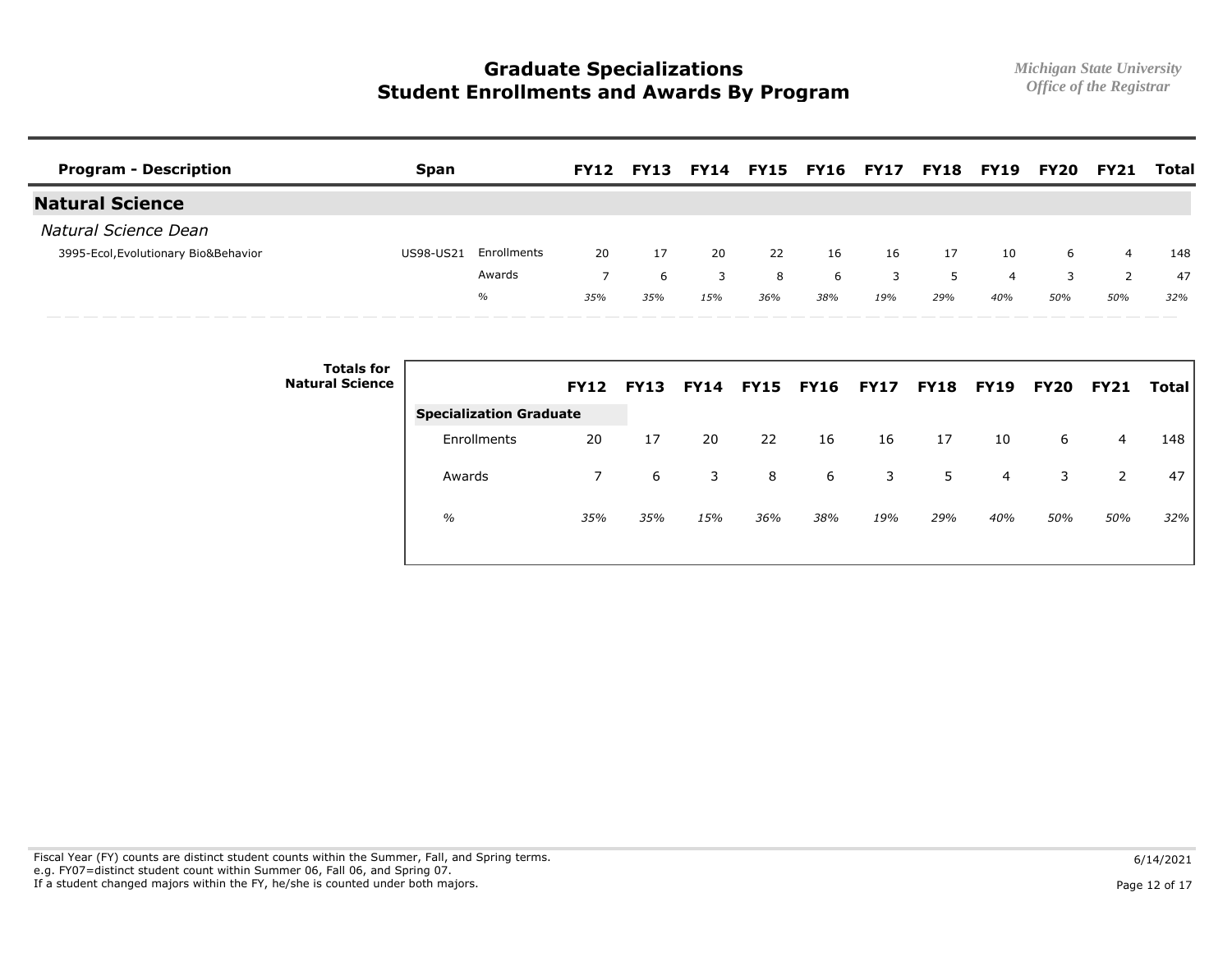# Graduate Specializations
## Student Enrollments and Awards By Program

*Michigan State University*
*Office of the Registrar*

| Program - Description | Span | | FY12 | FY13 | FY14 | FY15 | FY16 | FY17 | FY18 | FY19 | FY20 | FY21 | Total |
|---|---|---|---|---|---|---|---|---|---|---|---|---|---|
| **Natural Science** | | | | | | | | | | | | | |
| *Natural Science Dean* | | | | | | | | | | | | | |
| 3995-Ecol,Evolutionary Bio&Behavior | US98-US21 | Enrollments | 20 | 17 | 20 | 22 | 16 | 16 | 17 | 10 | 6 | 4 | 148 |
| | | Awards | 7 | 6 | 3 | 8 | 6 | 3 | 5 | 4 | 3 | 2 | 47 |
| | | *%* | *35%* | *35%* | *15%* | *36%* | *38%* | *19%* | *29%* | *40%* | *50%* | *50%* | *32%* |

**Totals for Natural Science**

| | FY12 | FY13 | FY14 | FY15 | FY16 | FY17 | FY18 | FY19 | FY20 | FY21 | Total |
|---|---|---|---|---|---|---|---|---|---|---|---|
| **Specialization Graduate** | | | | | | | | | | | |
| Enrollments | 20 | 17 | 20 | 22 | 16 | 16 | 17 | 10 | 6 | 4 | 148 |
| Awards | 7 | 6 | 3 | 8 | 6 | 3 | 5 | 4 | 3 | 2 | 47 |
| *%* | *35%* | *35%* | *15%* | *36%* | *38%* | *19%* | *29%* | *40%* | *50%* | *50%* | *32%* |

Fiscal Year (FY) counts are distinct student counts within the Summer, Fall, and Spring terms.
e.g. FY07=distinct student count within Summer 06, Fall 06, and Spring 07.
If a student changed majors within the FY, he/she is counted under both majors.

6/14/2021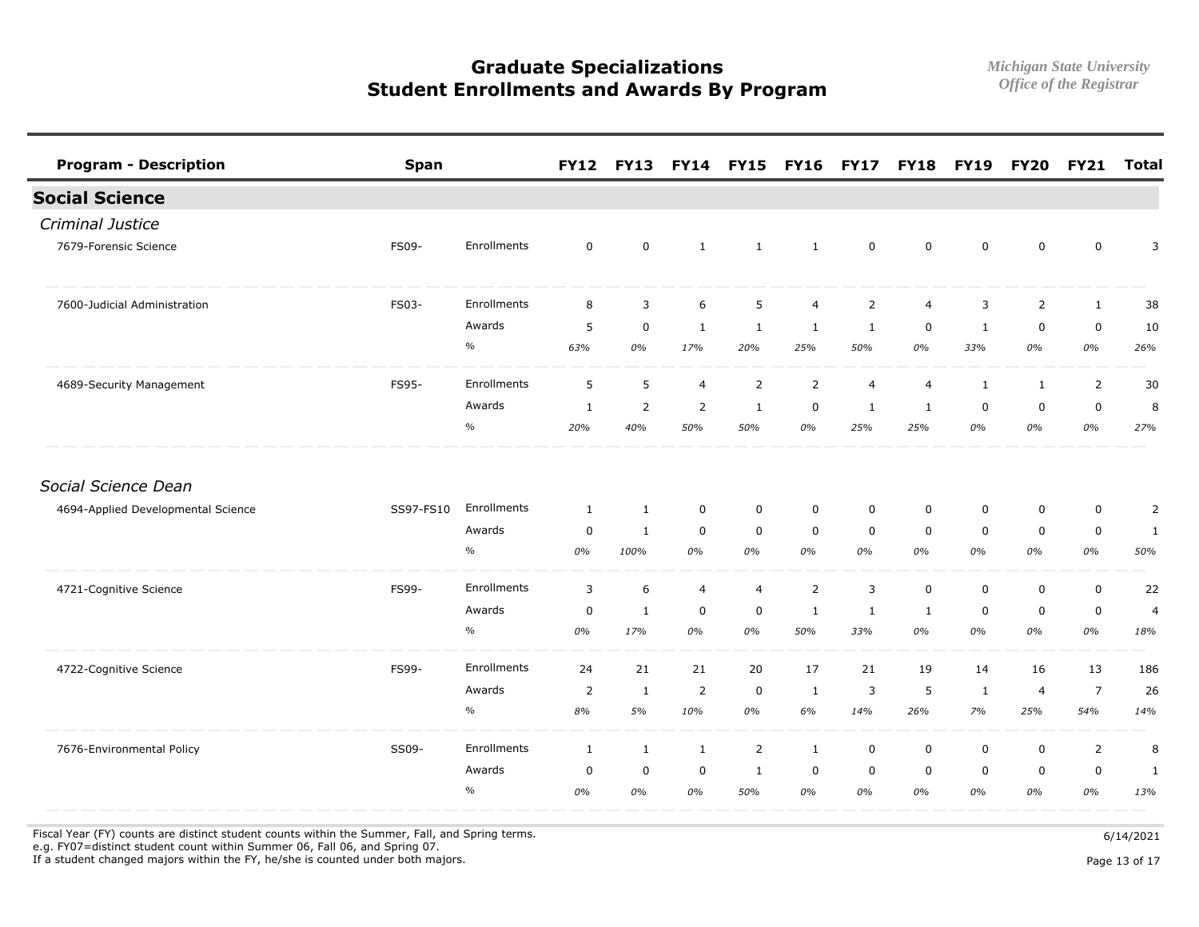# Graduate Specializations
# Student Enrollments and Awards By Program

*Michigan State University*
*Office of the Registrar*

| Program - Description | Span | | FY12 | FY13 | FY14 | FY15 | FY16 | FY17 | FY18 | FY19 | FY20 | FY21 | Total |
|---|---|---|---|---|---|---|---|---|---|---|---|---|---|
| **Social Science** | | | | | | | | | | | | | |
| *Criminal Justice* | | | | | | | | | | | | | |
| 7679-Forensic Science | FS09- | Enrollments | 0 | 0 | 1 | 1 | 1 | 0 | 0 | 0 | 0 | 0 | 3 |
| 7600-Judicial Administration | FS03- | Enrollments | 8 | 3 | 6 | 5 | 4 | 2 | 4 | 3 | 2 | 1 | 38 |
| | | Awards | 5 | 0 | 1 | 1 | 1 | 1 | 0 | 1 | 0 | 0 | 10 |
| | | % | *63%* | *0%* | *17%* | *20%* | *25%* | *50%* | *0%* | *33%* | *0%* | *0%* | *26%* |
| 4689-Security Management | FS95- | Enrollments | 5 | 5 | 4 | 2 | 2 | 4 | 4 | 1 | 1 | 2 | 30 |
| | | Awards | 1 | 2 | 2 | 1 | 0 | 1 | 1 | 0 | 0 | 0 | 8 |
| | | % | *20%* | *40%* | *50%* | *50%* | *0%* | *25%* | *25%* | *0%* | *0%* | *0%* | *27%* |
| *Social Science Dean* | | | | | | | | | | | | | |
| 4694-Applied Developmental Science | SS97-FS10 | Enrollments | 1 | 1 | 0 | 0 | 0 | 0 | 0 | 0 | 0 | 0 | 2 |
| | | Awards | 0 | 1 | 0 | 0 | 0 | 0 | 0 | 0 | 0 | 0 | 1 |
| | | % | *0%* | *100%* | *0%* | *0%* | *0%* | *0%* | *0%* | *0%* | *0%* | *0%* | *50%* |
| 4721-Cognitive Science | FS99- | Enrollments | 3 | 6 | 4 | 4 | 2 | 3 | 0 | 0 | 0 | 0 | 22 |
| | | Awards | 0 | 1 | 0 | 0 | 1 | 1 | 1 | 0 | 0 | 0 | 4 |
| | | % | *0%* | *17%* | *0%* | *0%* | *50%* | *33%* | *0%* | *0%* | *0%* | *0%* | *18%* |
| 4722-Cognitive Science | FS99- | Enrollments | 24 | 21 | 21 | 20 | 17 | 21 | 19 | 14 | 16 | 13 | 186 |
| | | Awards | 2 | 1 | 2 | 0 | 1 | 3 | 5 | 1 | 4 | 7 | 26 |
| | | % | *8%* | *5%* | *10%* | *0%* | *6%* | *14%* | *26%* | *7%* | *25%* | *54%* | *14%* |
| 7676-Environmental Policy | SS09- | Enrollments | 1 | 1 | 1 | 2 | 1 | 0 | 0 | 0 | 0 | 2 | 8 |
| | | Awards | 0 | 0 | 0 | 1 | 0 | 0 | 0 | 0 | 0 | 0 | 1 |
| | | % | *0%* | *0%* | *0%* | *50%* | *0%* | *0%* | *0%* | *0%* | *0%* | *0%* | *13%* |

Fiscal Year (FY) counts are distinct student counts within the Summer, Fall, and Spring terms.
e.g. FY07=distinct student count within Summer 06, Fall 06, and Spring 07.
If a student changed majors within the FY, he/she is counted under both majors.

6/14/2021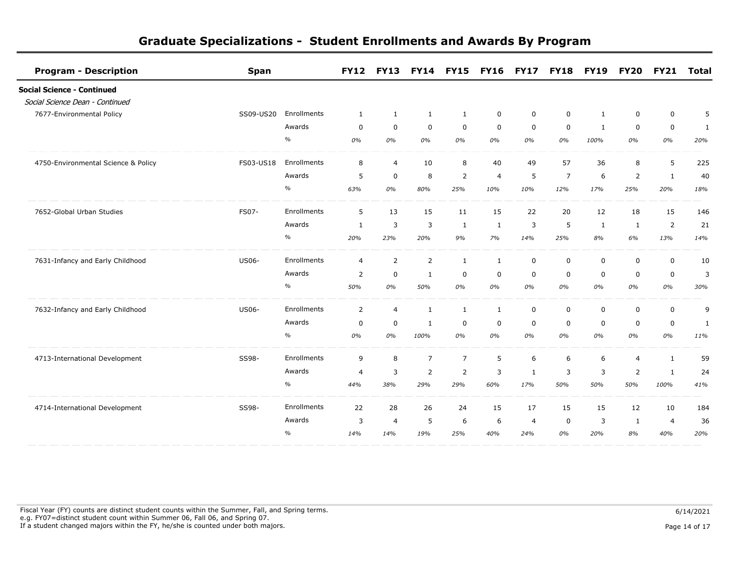# Graduate Specializations - Student Enrollments and Awards By Program

| Program - Description | Span | | FY12 | FY13 | FY14 | FY15 | FY16 | FY17 | FY18 | FY19 | FY20 | FY21 | Total |
|---|---|---|---|---|---|---|---|---|---|---|---|---|---|
| **Social Science - Continued** | | | | | | | | | | | | | |
| *Social Science Dean - Continued* | | | | | | | | | | | | | |
| 7677-Environmental Policy | SS09-US20 | Enrollments | 1 | 1 | 1 | 1 | 0 | 0 | 0 | 1 | 0 | 0 | 5 |
| | | Awards | 0 | 0 | 0 | 0 | 0 | 0 | 0 | 1 | 0 | 0 | 1 |
| | | % | *0%* | *0%* | *0%* | *0%* | *0%* | *0%* | *0%* | *100%* | *0%* | *0%* | *20%* |
| 4750-Environmental Science & Policy | FS03-US18 | Enrollments | 8 | 4 | 10 | 8 | 40 | 49 | 57 | 36 | 8 | 5 | 225 |
| | | Awards | 5 | 0 | 8 | 2 | 4 | 5 | 7 | 6 | 2 | 1 | 40 |
| | | % | *63%* | *0%* | *80%* | *25%* | *10%* | *10%* | *12%* | *17%* | *25%* | *20%* | *18%* |
| 7652-Global Urban Studies | FS07- | Enrollments | 5 | 13 | 15 | 11 | 15 | 22 | 20 | 12 | 18 | 15 | 146 |
| | | Awards | 1 | 3 | 3 | 1 | 1 | 3 | 5 | 1 | 1 | 2 | 21 |
| | | % | *20%* | *23%* | *20%* | *9%* | *7%* | *14%* | *25%* | *8%* | *6%* | *13%* | *14%* |
| 7631-Infancy and Early Childhood | US06- | Enrollments | 4 | 2 | 2 | 1 | 1 | 0 | 0 | 0 | 0 | 0 | 10 |
| | | Awards | 2 | 0 | 1 | 0 | 0 | 0 | 0 | 0 | 0 | 0 | 3 |
| | | % | *50%* | *0%* | *50%* | *0%* | *0%* | *0%* | *0%* | *0%* | *0%* | *0%* | *30%* |
| 7632-Infancy and Early Childhood | US06- | Enrollments | 2 | 4 | 1 | 1 | 1 | 0 | 0 | 0 | 0 | 0 | 9 |
| | | Awards | 0 | 0 | 1 | 0 | 0 | 0 | 0 | 0 | 0 | 0 | 1 |
| | | % | *0%* | *0%* | *100%* | *0%* | *0%* | *0%* | *0%* | *0%* | *0%* | *0%* | *11%* |
| 4713-International Development | SS98- | Enrollments | 9 | 8 | 7 | 7 | 5 | 6 | 6 | 6 | 4 | 1 | 59 |
| | | Awards | 4 | 3 | 2 | 2 | 3 | 1 | 3 | 3 | 2 | 1 | 24 |
| | | % | *44%* | *38%* | *29%* | *29%* | *60%* | *17%* | *50%* | *50%* | *50%* | *100%* | *41%* |
| 4714-International Development | SS98- | Enrollments | 22 | 28 | 26 | 24 | 15 | 17 | 15 | 15 | 12 | 10 | 184 |
| | | Awards | 3 | 4 | 5 | 6 | 6 | 4 | 0 | 3 | 1 | 4 | 36 |
| | | % | *14%* | *14%* | *19%* | *25%* | *40%* | *24%* | *0%* | *20%* | *8%* | *40%* | *20%* |

Fiscal Year (FY) counts are distinct student counts within the Summer, Fall, and Spring terms.
e.g. FY07=distinct student count within Summer 06, Fall 06, and Spring 07.
If a student changed majors within the FY, he/she is counted under both majors.

6/14/2021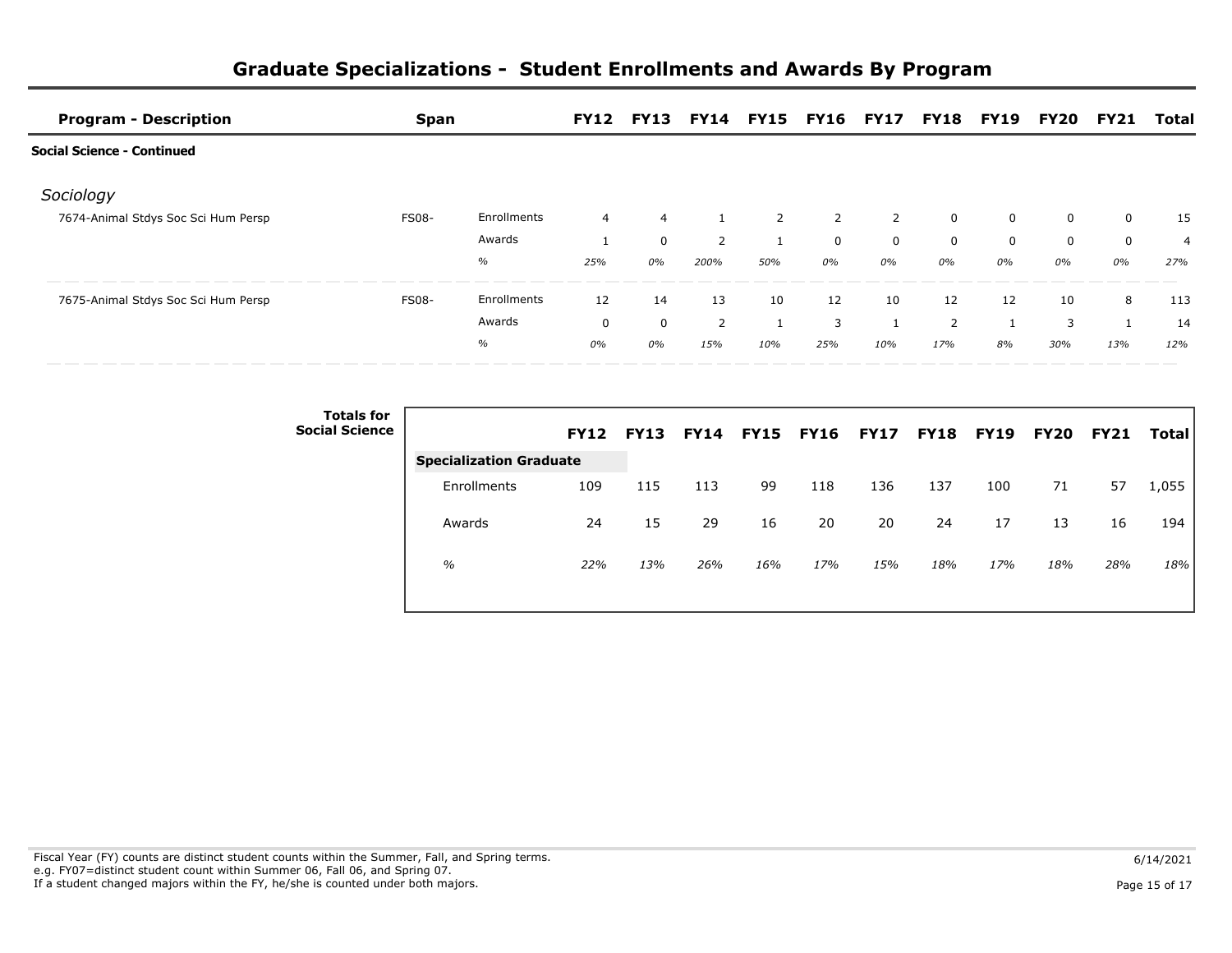# Graduate Specializations - Student Enrollments and Awards By Program

| Program - Description | Span | | FY12 | FY13 | FY14 | FY15 | FY16 | FY17 | FY18 | FY19 | FY20 | FY21 | Total |
|---|---|---|---|---|---|---|---|---|---|---|---|---|---|
| **Social Science - Continued** | | | | | | | | | | | | | |
| *Sociology* | | | | | | | | | | | | | |
| 7674-Animal Stdys Soc Sci Hum Persp | FS08- | Enrollments | 4 | 4 | 1 | 2 | 2 | 2 | 0 | 0 | 0 | 0 | 15 |
| | | Awards | 1 | 0 | 2 | 1 | 0 | 0 | 0 | 0 | 0 | 0 | 4 |
| | | *%* | *25%* | *0%* | *200%* | *50%* | *0%* | *0%* | *0%* | *0%* | *0%* | *0%* | *27%* |
| 7675-Animal Stdys Soc Sci Hum Persp | FS08- | Enrollments | 12 | 14 | 13 | 10 | 12 | 10 | 12 | 12 | 10 | 8 | 113 |
| | | Awards | 0 | 0 | 2 | 1 | 3 | 1 | 2 | 1 | 3 | 1 | 14 |
| | | *%* | *0%* | *0%* | *15%* | *10%* | *25%* | *10%* | *17%* | *8%* | *30%* | *13%* | *12%* |

**Totals for Social Science**

| | FY12 | FY13 | FY14 | FY15 | FY16 | FY17 | FY18 | FY19 | FY20 | FY21 | Total |
|---|---|---|---|---|---|---|---|---|---|---|---|
| **Specialization Graduate** | | | | | | | | | | | |
| Enrollments | 109 | 115 | 113 | 99 | 118 | 136 | 137 | 100 | 71 | 57 | 1,055 |
| Awards | 24 | 15 | 29 | 16 | 20 | 20 | 24 | 17 | 13 | 16 | 194 |
| *%* | *22%* | *13%* | *26%* | *16%* | *17%* | *15%* | *18%* | *17%* | *18%* | *28%* | *18%* |

Fiscal Year (FY) counts are distinct student counts within the Summer, Fall, and Spring terms.
e.g. FY07=distinct student count within Summer 06, Fall 06, and Spring 07.
If a student changed majors within the FY, he/she is counted under both majors.

6/14/2021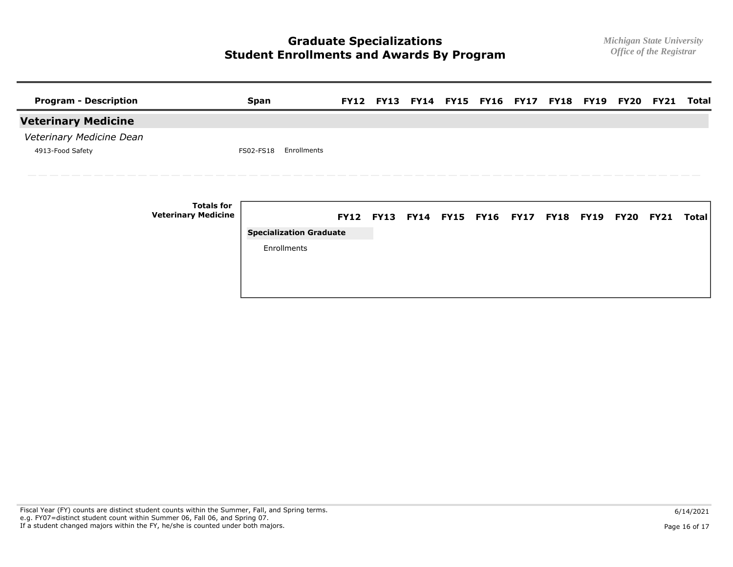# Graduate Specializations
# Student Enrollments and Awards By Program

*Michigan State University*
*Office of the Registrar*

| Program - Description | Span | | FY12 | FY13 | FY14 | FY15 | FY16 | FY17 | FY18 | FY19 | FY20 | FY21 | Total |
|---|---|---|---|---|---|---|---|---|---|---|---|---|---|
| **Veterinary Medicine** | | | | | | | | | | | | | |
| *Veterinary Medicine Dean* | | | | | | | | | | | | | |
| 4913-Food Safety | FS02-FS18 | Enrollments | | | | | | | | | | | |

**Totals for Veterinary Medicine**

| | FY12 | FY13 | FY14 | FY15 | FY16 | FY17 | FY18 | FY19 | FY20 | FY21 | Total |
|---|---|---|---|---|---|---|---|---|---|---|---|
| **Specialization Graduate** | | | | | | | | | | | |
| Enrollments | | | | | | | | | | | |

Fiscal Year (FY) counts are distinct student counts within the Summer, Fall, and Spring terms.
e.g. FY07=distinct student count within Summer 06, Fall 06, and Spring 07.
If a student changed majors within the FY, he/she is counted under both majors.

6/14/2021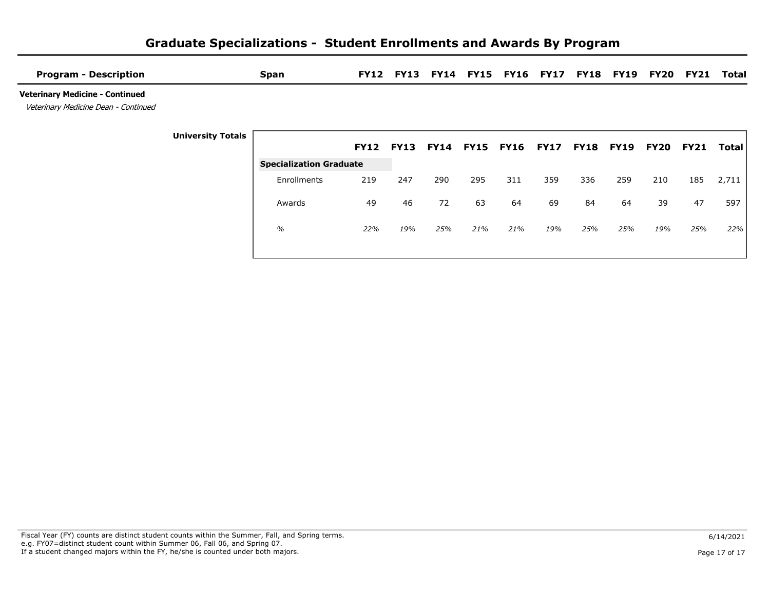# Graduate Specializations - Student Enrollments and Awards By Program

| Program - Description | Span | FY12 | FY13 | FY14 | FY15 | FY16 | FY17 | FY18 | FY19 | FY20 | FY21 | Total |
|---|---|---|---|---|---|---|---|---|---|---|---|---|

**Veterinary Medicine - Continued**

*Veterinary Medicine Dean - Continued*

**University Totals**

| | FY12 | FY13 | FY14 | FY15 | FY16 | FY17 | FY18 | FY19 | FY20 | FY21 | Total |
|---|---|---|---|---|---|---|---|---|---|---|---|
| **Specialization Graduate** | | | | | | | | | | | |
| Enrollments | 219 | 247 | 290 | 295 | 311 | 359 | 336 | 259 | 210 | 185 | 2,711 |
| Awards | 49 | 46 | 72 | 63 | 64 | 69 | 84 | 64 | 39 | 47 | 597 |
| *%* | *22%* | *19%* | *25%* | *21%* | *21%* | *19%* | *25%* | *25%* | *19%* | *25%* | *22%* |

Fiscal Year (FY) counts are distinct student counts within the Summer, Fall, and Spring terms.
e.g. FY07=distinct student count within Summer 06, Fall 06, and Spring 07.
If a student changed majors within the FY, he/she is counted under both majors.

6/14/2021